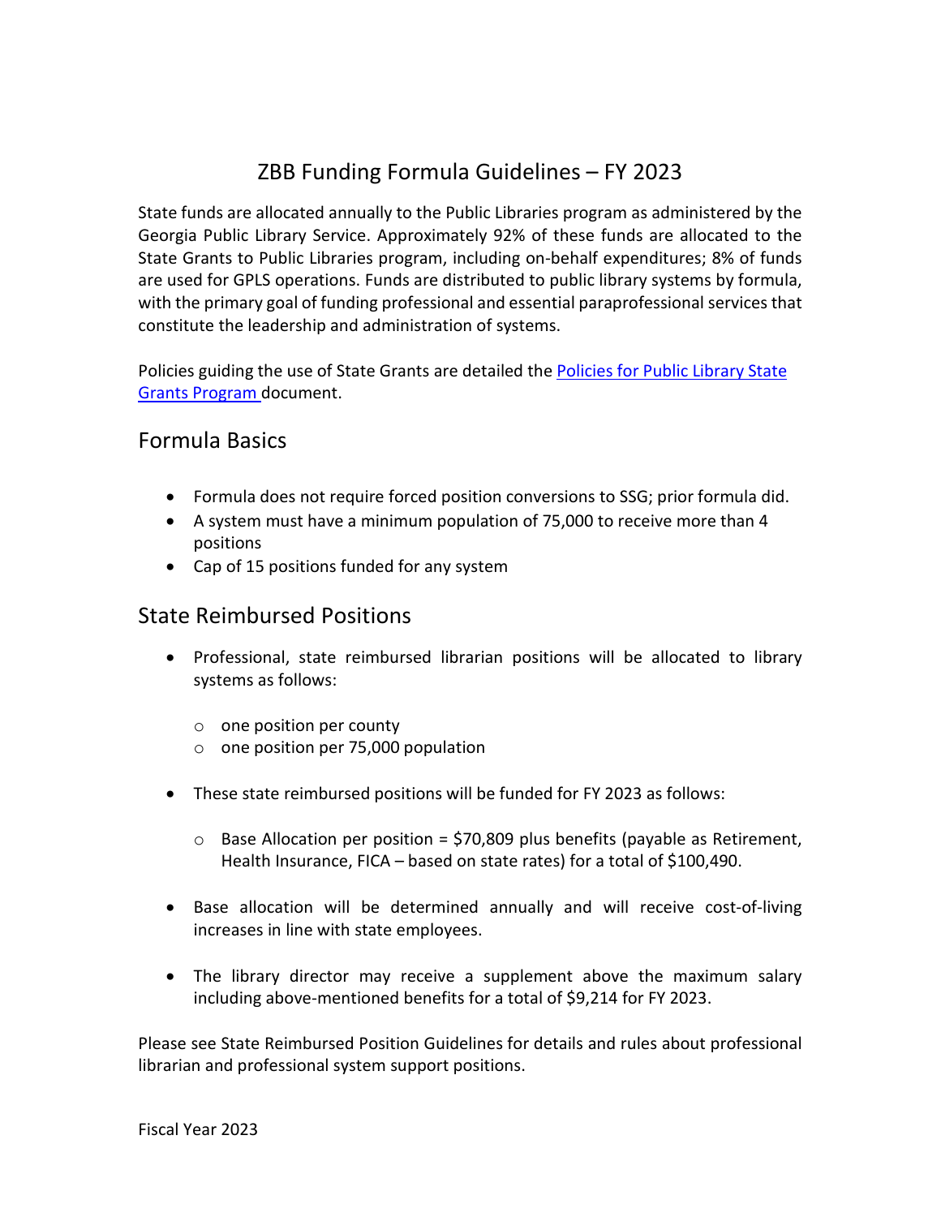# ZBB Funding Formula Guidelines – FY 2023

State funds are allocated annually to the Public Libraries program as administered by the Georgia Public Library Service. Approximately 92% of these funds are allocated to the State Grants to Public Libraries program, including on-behalf expenditures; 8% of funds are used for GPLS operations. Funds are distributed to public library systems by formula, with the primary goal of funding professional and essential paraprofessional services that constitute the leadership and administration of systems.

Policies guiding the use of State Grants are detailed the [Policies for Public Library State Grants Program](#) document.

## Formula Basics

- Formula does not require forced position conversions to SSG; prior formula did.
- A system must have a minimum population of 75,000 to receive more than 4 positions
- Cap of 15 positions funded for any system

## State Reimbursed Positions

- Professional, state reimbursed librarian positions will be allocated to library systems as follows:
  - one position per county
  - one position per 75,000 population
- These state reimbursed positions will be funded for FY 2023 as follows:
  - Base Allocation per position = $70,809 plus benefits (payable as Retirement, Health Insurance, FICA – based on state rates) for a total of $100,490.
- Base allocation will be determined annually and will receive cost-of-living increases in line with state employees.
- The library director may receive a supplement above the maximum salary including above-mentioned benefits for a total of $9,214 for FY 2023.

Please see State Reimbursed Position Guidelines for details and rules about professional librarian and professional system support positions.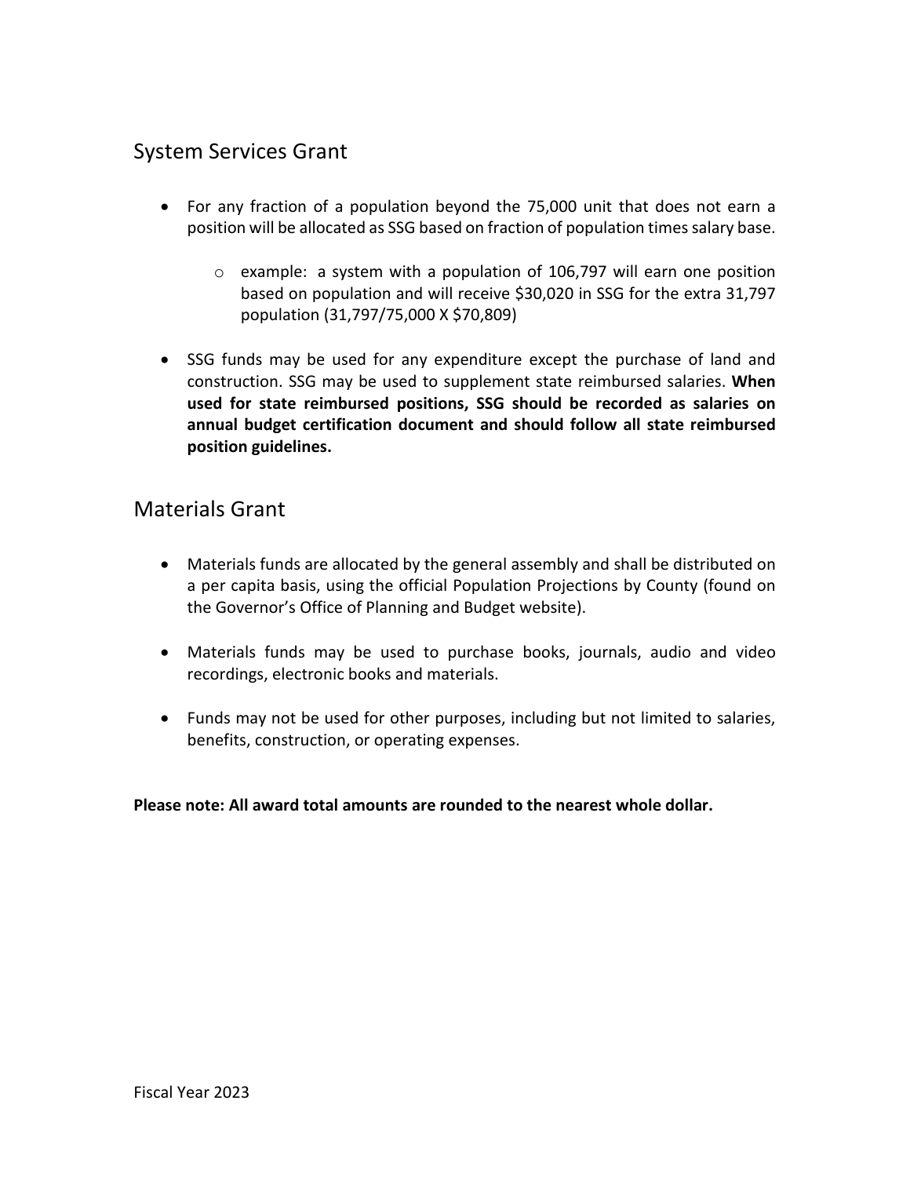## System Services Grant

- For any fraction of a population beyond the 75,000 unit that does not earn a position will be allocated as SSG based on fraction of population times salary base.
  - example: a system with a population of 106,797 will earn one position based on population and will receive $30,020 in SSG for the extra 31,797 population (31,797/75,000 X $70,809)
- SSG funds may be used for any expenditure except the purchase of land and construction. SSG may be used to supplement state reimbursed salaries. **When used for state reimbursed positions, SSG should be recorded as salaries on annual budget certification document and should follow all state reimbursed position guidelines.**

## Materials Grant

- Materials funds are allocated by the general assembly and shall be distributed on a per capita basis, using the official Population Projections by County (found on the Governor's Office of Planning and Budget website).
- Materials funds may be used to purchase books, journals, audio and video recordings, electronic books and materials.
- Funds may not be used for other purposes, including but not limited to salaries, benefits, construction, or operating expenses.

**Please note: All award total amounts are rounded to the nearest whole dollar.**

Fiscal Year 2023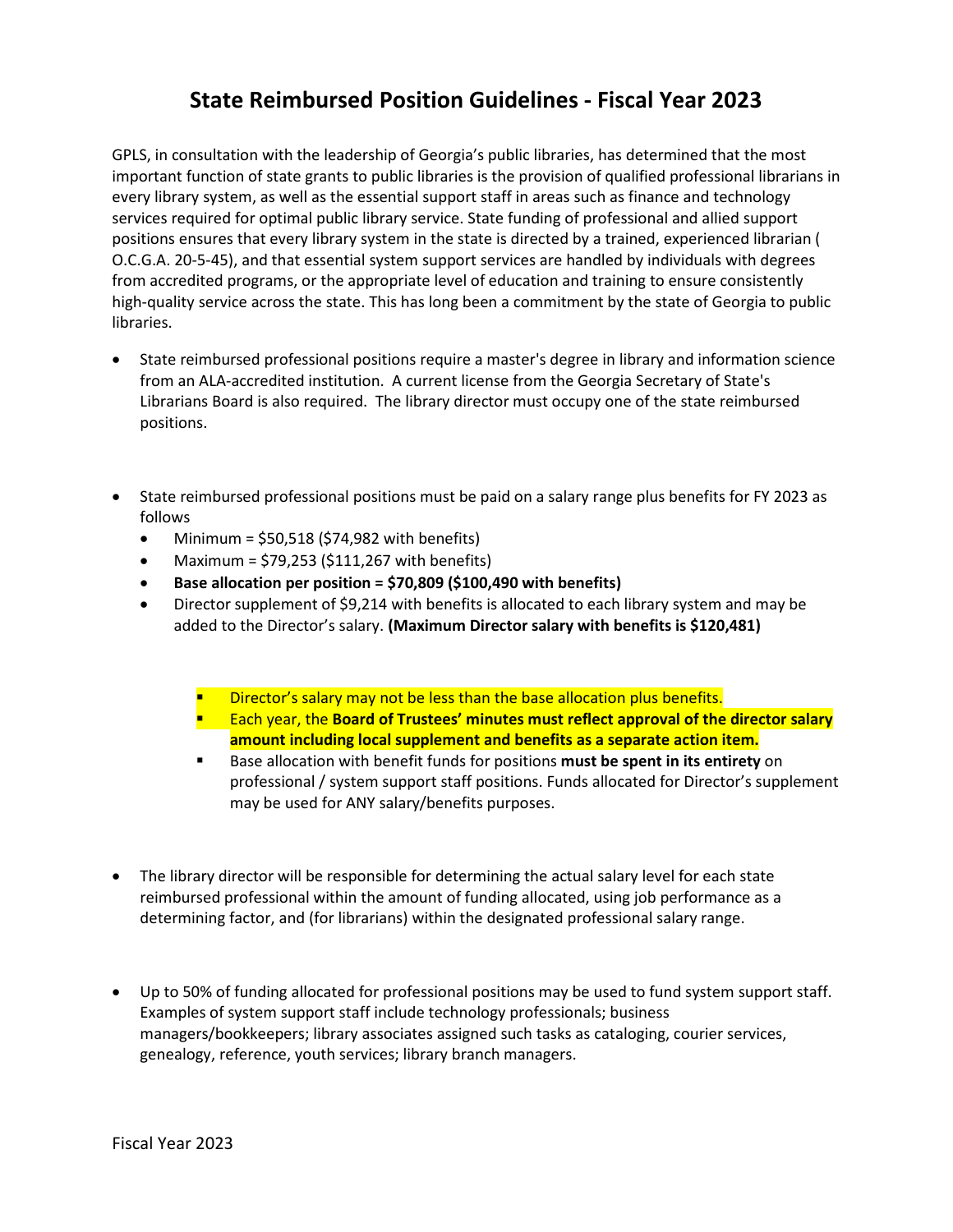# State Reimbursed Position Guidelines - Fiscal Year 2023

GPLS, in consultation with the leadership of Georgia's public libraries, has determined that the most important function of state grants to public libraries is the provision of qualified professional librarians in every library system, as well as the essential support staff in areas such as finance and technology services required for optimal public library service. State funding of professional and allied support positions ensures that every library system in the state is directed by a trained, experienced librarian ( O.C.G.A. 20-5-45), and that essential system support services are handled by individuals with degrees from accredited programs, or the appropriate level of education and training to ensure consistently high-quality service across the state. This has long been a commitment by the state of Georgia to public libraries.

- State reimbursed professional positions require a master's degree in library and information science from an ALA-accredited institution. A current license from the Georgia Secretary of State's Librarians Board is also required. The library director must occupy one of the state reimbursed positions.

- State reimbursed professional positions must be paid on a salary range plus benefits for FY 2023 as follows
  - Minimum = $50,518 ($74,982 with benefits)
  - Maximum = $79,253 ($111,267 with benefits)
  - **Base allocation per position = $70,809 ($100,490 with benefits)**
  - Director supplement of $9,214 with benefits is allocated to each library system and may be added to the Director's salary. **(Maximum Director salary with benefits is $120,481)**
    - Director's salary may not be less than the base allocation plus benefits.
    - Each year, the **Board of Trustees' minutes must reflect approval of the director salary amount including local supplement and benefits as a separate action item.**
    - Base allocation with benefit funds for positions **must be spent in its entirety** on professional / system support staff positions. Funds allocated for Director's supplement may be used for ANY salary/benefits purposes.

- The library director will be responsible for determining the actual salary level for each state reimbursed professional within the amount of funding allocated, using job performance as a determining factor, and (for librarians) within the designated professional salary range.

- Up to 50% of funding allocated for professional positions may be used to fund system support staff. Examples of system support staff include technology professionals; business managers/bookkeepers; library associates assigned such tasks as cataloging, courier services, genealogy, reference, youth services; library branch managers.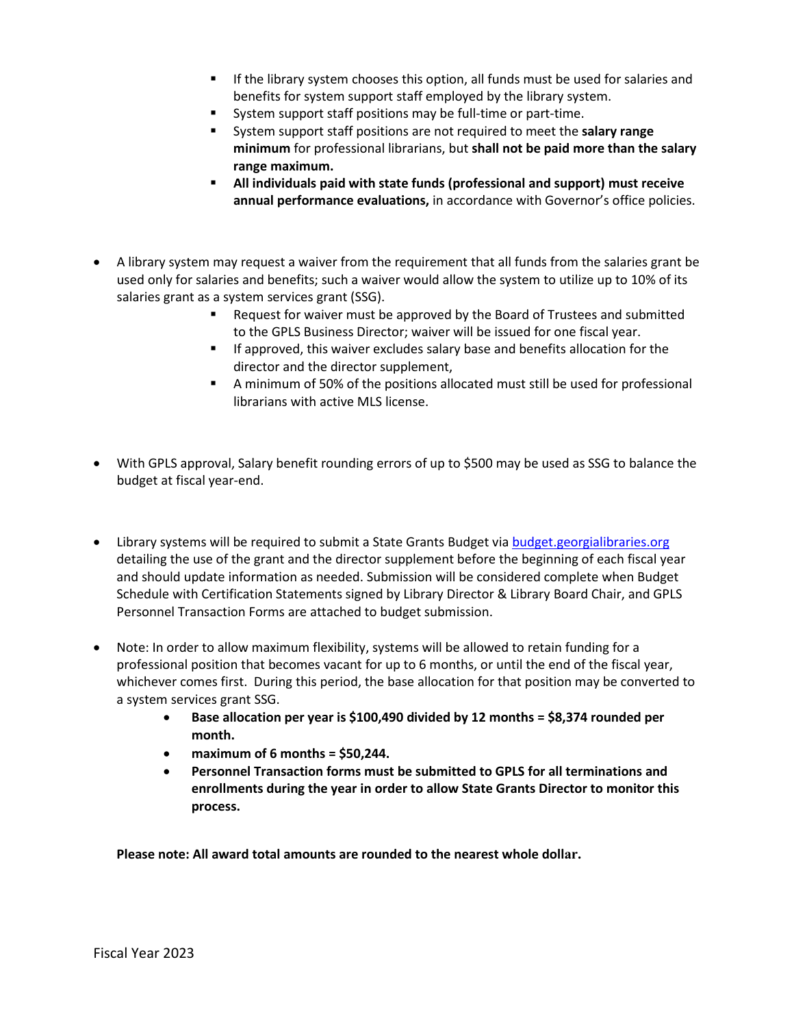- If the library system chooses this option, all funds must be used for salaries and benefits for system support staff employed by the library system.
- System support staff positions may be full-time or part-time.
- System support staff positions are not required to meet the **salary range minimum** for professional librarians, but **shall not be paid more than the salary range maximum.**
- **All individuals paid with state funds (professional and support) must receive annual performance evaluations,** in accordance with Governor's office policies.

- A library system may request a waiver from the requirement that all funds from the salaries grant be used only for salaries and benefits; such a waiver would allow the system to utilize up to 10% of its salaries grant as a system services grant (SSG).
  - Request for waiver must be approved by the Board of Trustees and submitted to the GPLS Business Director; waiver will be issued for one fiscal year.
  - If approved, this waiver excludes salary base and benefits allocation for the director and the director supplement,
  - A minimum of 50% of the positions allocated must still be used for professional librarians with active MLS license.

- With GPLS approval, Salary benefit rounding errors of up to $500 may be used as SSG to balance the budget at fiscal year-end.

- Library systems will be required to submit a State Grants Budget via [budget.georgialibraries.org](budget.georgialibraries.org) detailing the use of the grant and the director supplement before the beginning of each fiscal year and should update information as needed. Submission will be considered complete when Budget Schedule with Certification Statements signed by Library Director & Library Board Chair, and GPLS Personnel Transaction Forms are attached to budget submission.

- Note: In order to allow maximum flexibility, systems will be allowed to retain funding for a professional position that becomes vacant for up to 6 months, or until the end of the fiscal year, whichever comes first. During this period, the base allocation for that position may be converted to a system services grant SSG.
  - **Base allocation per year is $100,490 divided by 12 months = $8,374 rounded per month.**
  - **maximum of 6 months = $50,244.**
  - **Personnel Transaction forms must be submitted to GPLS for all terminations and enrollments during the year in order to allow State Grants Director to monitor this process.**

**Please note: All award total amounts are rounded to the nearest whole dollar.**

Fiscal Year 2023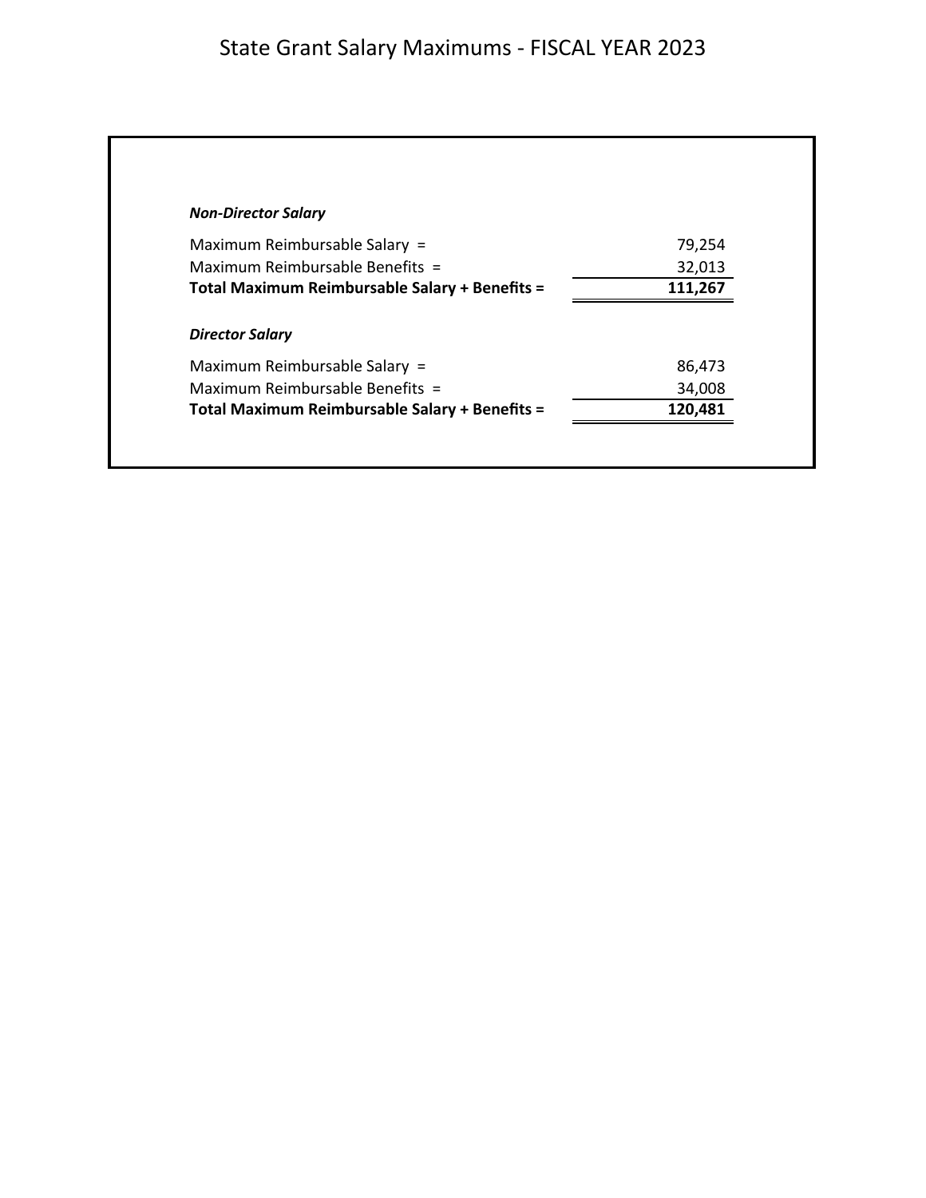# State Grant Salary Maximums - FISCAL YEAR 2023

***Non-Director Salary***

| | |
|---|---:|
| Maximum Reimbursable Salary = | 79,254 |
| Maximum Reimbursable Benefits = | 32,013 |
| **Total Maximum Reimbursable Salary + Benefits =** | **111,267** |

***Director Salary***

| | |
|---|---:|
| Maximum Reimbursable Salary = | 86,473 |
| Maximum Reimbursable Benefits = | 34,008 |
| **Total Maximum Reimbursable Salary + Benefits =** | **120,481** |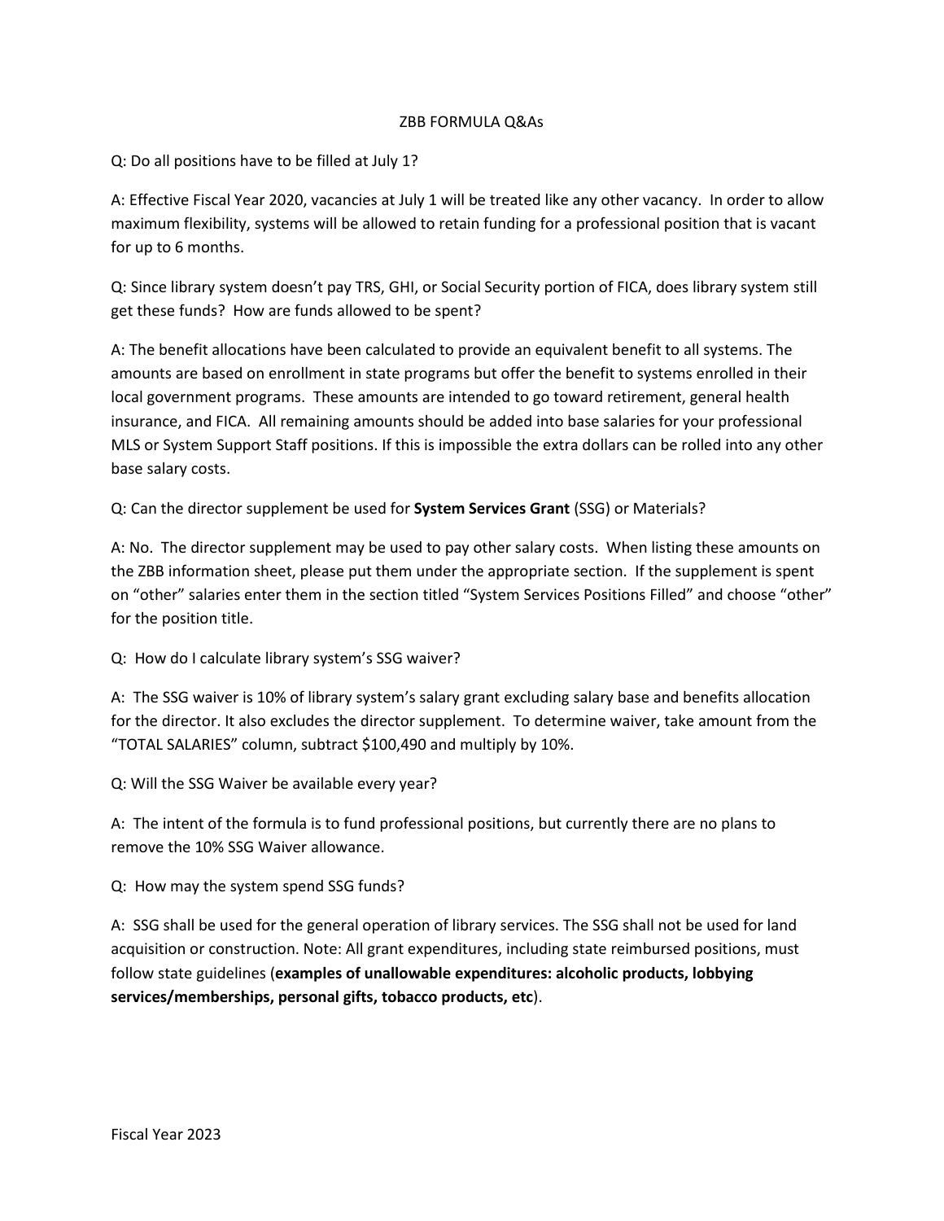# ZBB FORMULA Q&As

Q: Do all positions have to be filled at July 1?

A: Effective Fiscal Year 2020, vacancies at July 1 will be treated like any other vacancy. In order to allow maximum flexibility, systems will be allowed to retain funding for a professional position that is vacant for up to 6 months.

Q: Since library system doesn't pay TRS, GHI, or Social Security portion of FICA, does library system still get these funds? How are funds allowed to be spent?

A: The benefit allocations have been calculated to provide an equivalent benefit to all systems. The amounts are based on enrollment in state programs but offer the benefit to systems enrolled in their local government programs. These amounts are intended to go toward retirement, general health insurance, and FICA. All remaining amounts should be added into base salaries for your professional MLS or System Support Staff positions. If this is impossible the extra dollars can be rolled into any other base salary costs.

Q: Can the director supplement be used for **System Services Grant** (SSG) or Materials?

A: No. The director supplement may be used to pay other salary costs. When listing these amounts on the ZBB information sheet, please put them under the appropriate section. If the supplement is spent on "other" salaries enter them in the section titled "System Services Positions Filled" and choose "other" for the position title.

Q: How do I calculate library system's SSG waiver?

A: The SSG waiver is 10% of library system's salary grant excluding salary base and benefits allocation for the director. It also excludes the director supplement. To determine waiver, take amount from the "TOTAL SALARIES" column, subtract $100,490 and multiply by 10%.

Q: Will the SSG Waiver be available every year?

A: The intent of the formula is to fund professional positions, but currently there are no plans to remove the 10% SSG Waiver allowance.

Q: How may the system spend SSG funds?

A: SSG shall be used for the general operation of library services. The SSG shall not be used for land acquisition or construction. Note: All grant expenditures, including state reimbursed positions, must follow state guidelines (**examples of unallowable expenditures: alcoholic products, lobbying services/memberships, personal gifts, tobacco products, etc**).

Fiscal Year 2023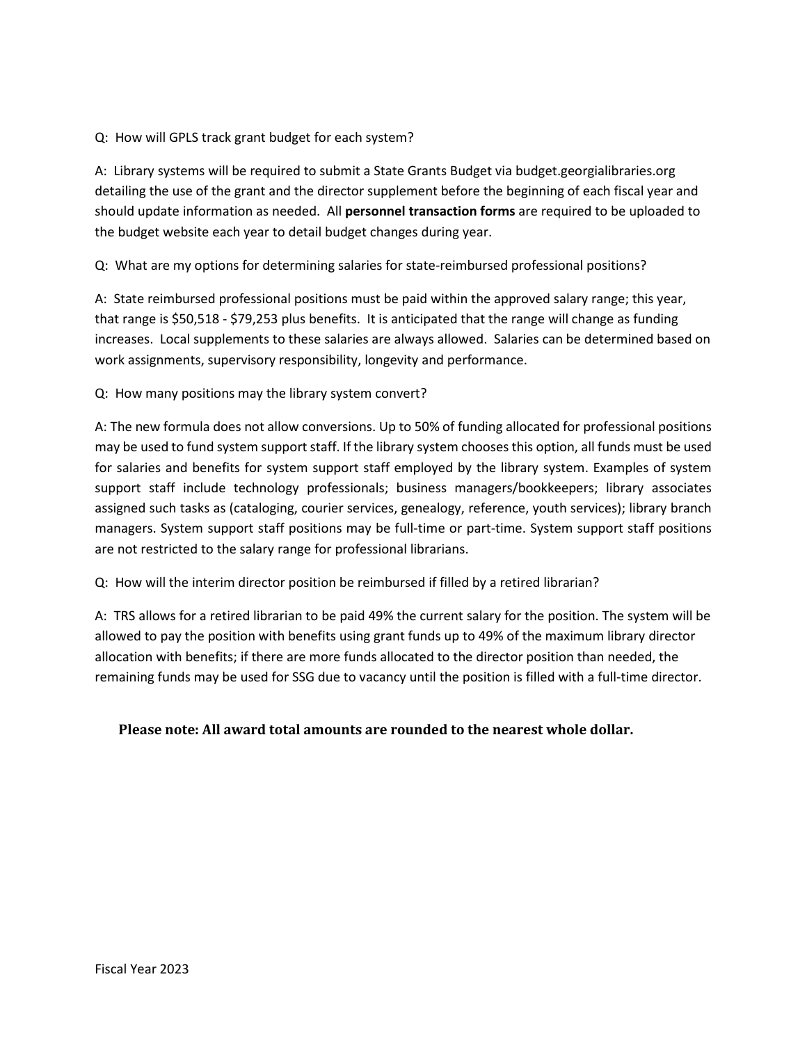Q: How will GPLS track grant budget for each system?

A: Library systems will be required to submit a State Grants Budget via budget.georgialibraries.org detailing the use of the grant and the director supplement before the beginning of each fiscal year and should update information as needed. All **personnel transaction forms** are required to be uploaded to the budget website each year to detail budget changes during year.

Q: What are my options for determining salaries for state-reimbursed professional positions?

A: State reimbursed professional positions must be paid within the approved salary range; this year, that range is $50,518 - $79,253 plus benefits. It is anticipated that the range will change as funding increases. Local supplements to these salaries are always allowed. Salaries can be determined based on work assignments, supervisory responsibility, longevity and performance.

Q: How many positions may the library system convert?

A: The new formula does not allow conversions. Up to 50% of funding allocated for professional positions may be used to fund system support staff. If the library system chooses this option, all funds must be used for salaries and benefits for system support staff employed by the library system. Examples of system support staff include technology professionals; business managers/bookkeepers; library associates assigned such tasks as (cataloging, courier services, genealogy, reference, youth services); library branch managers. System support staff positions may be full-time or part-time. System support staff positions are not restricted to the salary range for professional librarians.

Q: How will the interim director position be reimbursed if filled by a retired librarian?

A: TRS allows for a retired librarian to be paid 49% the current salary for the position. The system will be allowed to pay the position with benefits using grant funds up to 49% of the maximum library director allocation with benefits; if there are more funds allocated to the director position than needed, the remaining funds may be used for SSG due to vacancy until the position is filled with a full-time director.

**Please note: All award total amounts are rounded to the nearest whole dollar.**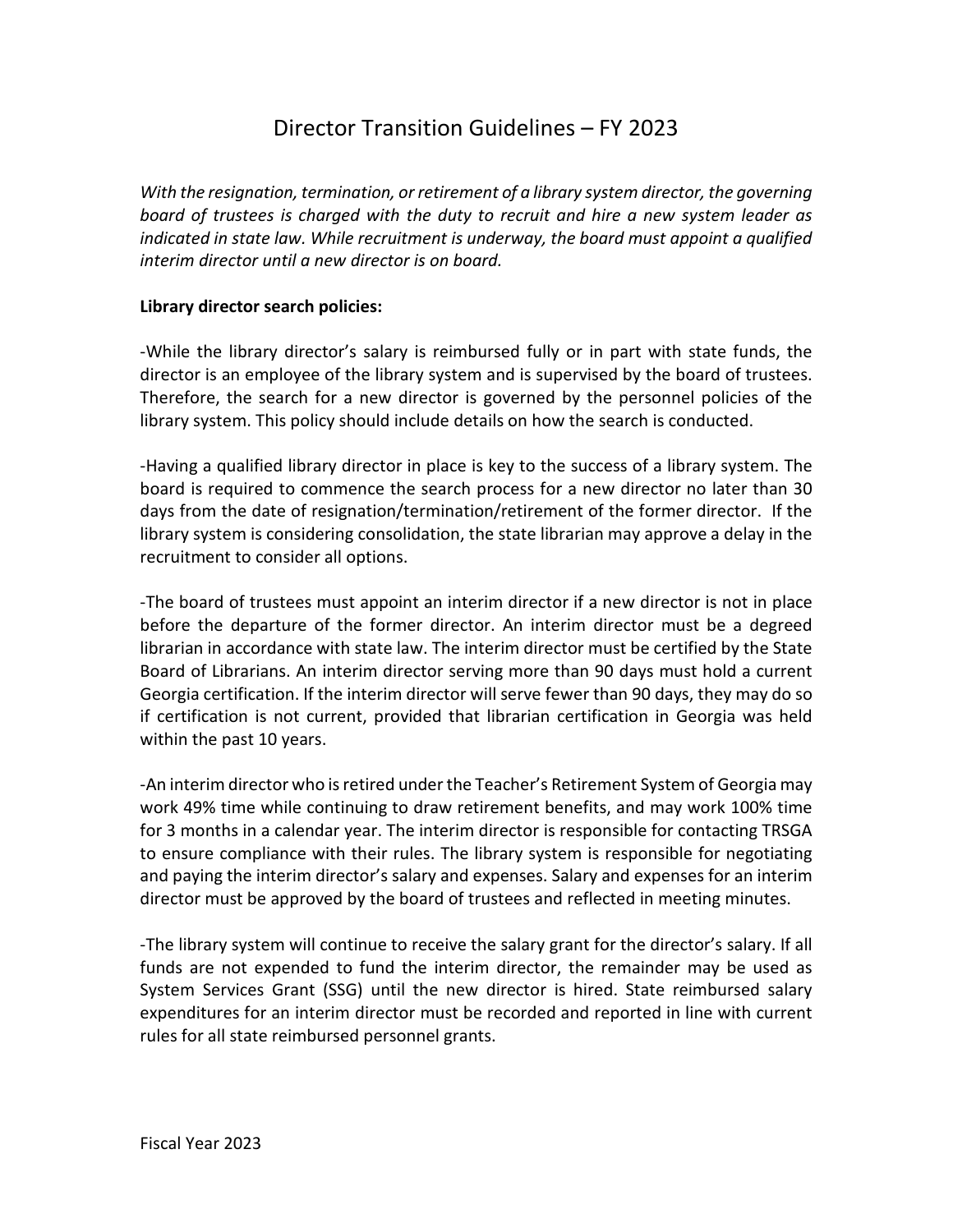# Director Transition Guidelines – FY 2023

*With the resignation, termination, or retirement of a library system director, the governing board of trustees is charged with the duty to recruit and hire a new system leader as indicated in state law. While recruitment is underway, the board must appoint a qualified interim director until a new director is on board.*

**Library director search policies:**

-While the library director's salary is reimbursed fully or in part with state funds, the director is an employee of the library system and is supervised by the board of trustees. Therefore, the search for a new director is governed by the personnel policies of the library system. This policy should include details on how the search is conducted.

-Having a qualified library director in place is key to the success of a library system. The board is required to commence the search process for a new director no later than 30 days from the date of resignation/termination/retirement of the former director. If the library system is considering consolidation, the state librarian may approve a delay in the recruitment to consider all options.

-The board of trustees must appoint an interim director if a new director is not in place before the departure of the former director. An interim director must be a degreed librarian in accordance with state law. The interim director must be certified by the State Board of Librarians. An interim director serving more than 90 days must hold a current Georgia certification. If the interim director will serve fewer than 90 days, they may do so if certification is not current, provided that librarian certification in Georgia was held within the past 10 years.

-An interim director who is retired under the Teacher's Retirement System of Georgia may work 49% time while continuing to draw retirement benefits, and may work 100% time for 3 months in a calendar year. The interim director is responsible for contacting TRSGA to ensure compliance with their rules. The library system is responsible for negotiating and paying the interim director's salary and expenses. Salary and expenses for an interim director must be approved by the board of trustees and reflected in meeting minutes.

-The library system will continue to receive the salary grant for the director's salary. If all funds are not expended to fund the interim director, the remainder may be used as System Services Grant (SSG) until the new director is hired. State reimbursed salary expenditures for an interim director must be recorded and reported in line with current rules for all state reimbursed personnel grants.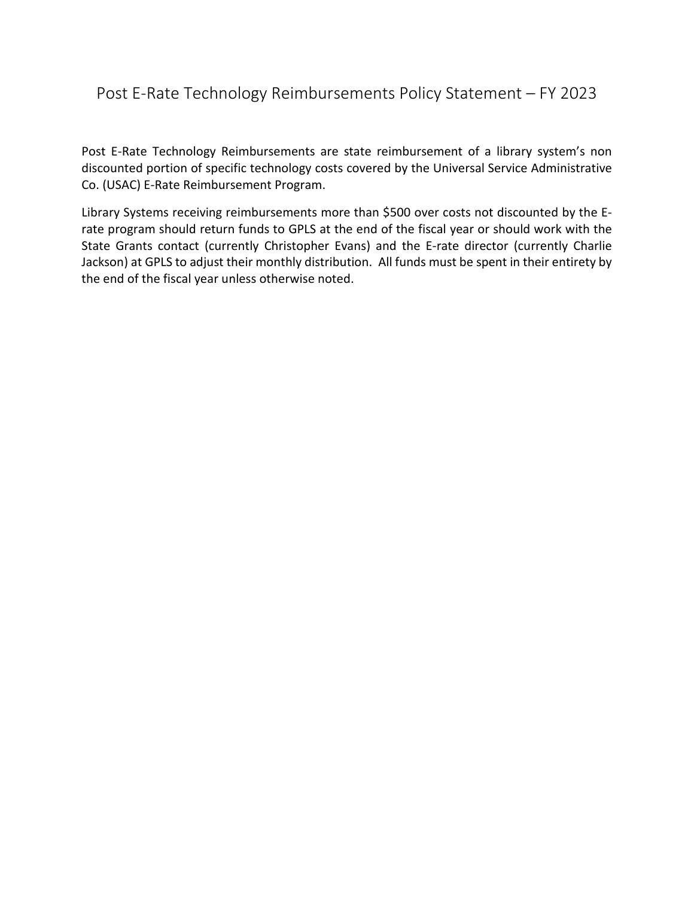# Post E-Rate Technology Reimbursements Policy Statement – FY 2023

Post E-Rate Technology Reimbursements are state reimbursement of a library system's non discounted portion of specific technology costs covered by the Universal Service Administrative Co. (USAC) E-Rate Reimbursement Program.

Library Systems receiving reimbursements more than $500 over costs not discounted by the E-rate program should return funds to GPLS at the end of the fiscal year or should work with the State Grants contact (currently Christopher Evans) and the E-rate director (currently Charlie Jackson) at GPLS to adjust their monthly distribution. All funds must be spent in their entirety by the end of the fiscal year unless otherwise noted.